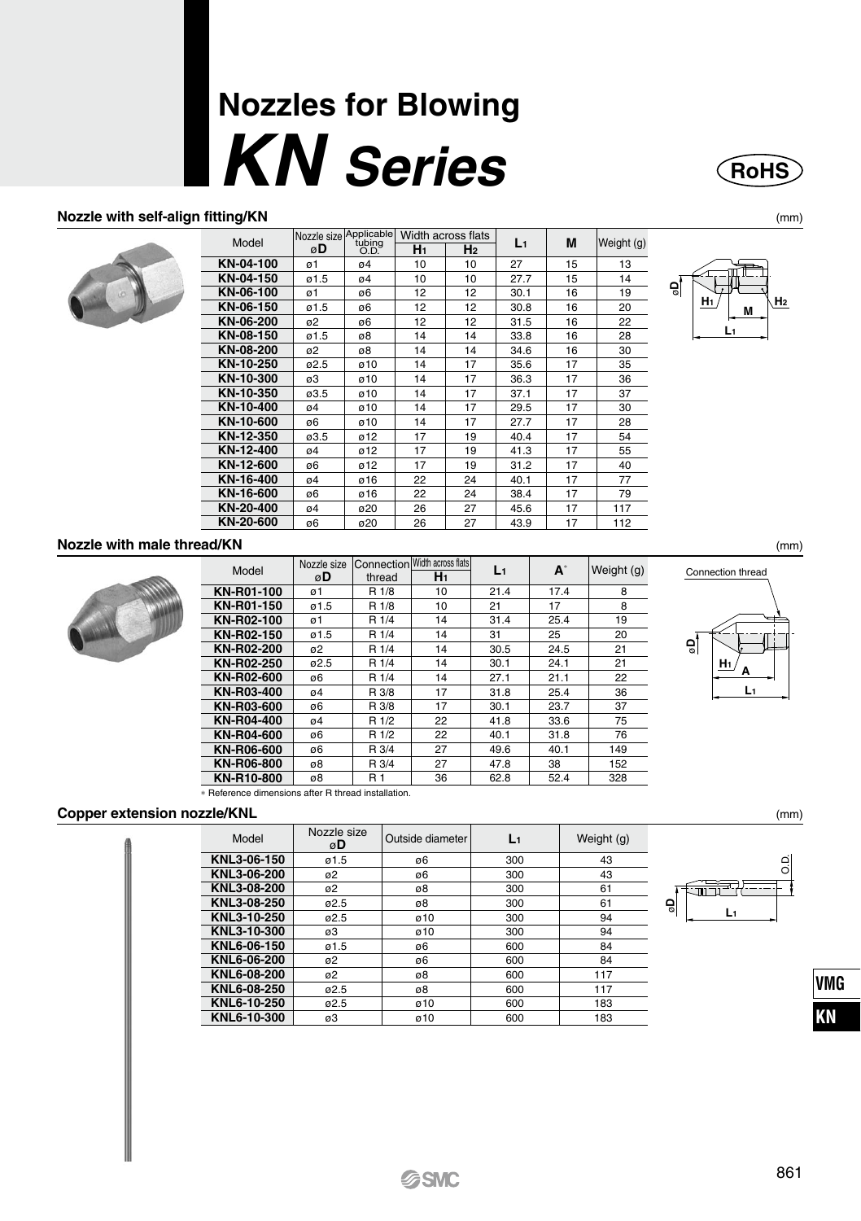# Nozzles for Blowing

# *KN Series*

RoHS

## Nozzle with self-align fitting/KN

(mm)

| Model | Nozzle size øD | Applicable tubing O.D. | Width across flats | | $L_1$ | M | Weight (g) |
|---|---|---|---|---|---|---|---|
| | | | $H_1$ | $H_2$ | | | |
| **KN-04-100** | ø1 | ø4 | 10 | 10 | 27 | 15 | 13 |
| **KN-04-150** | ø1.5 | ø4 | 10 | 10 | 27.7 | 15 | 14 |
| **KN-06-100** | ø1 | ø6 | 12 | 12 | 30.1 | 16 | 19 |
| **KN-06-150** | ø1.5 | ø6 | 12 | 12 | 30.8 | 16 | 20 |
| **KN-06-200** | ø2 | ø6 | 12 | 12 | 31.5 | 16 | 22 |
| **KN-08-150** | ø1.5 | ø8 | 14 | 14 | 33.8 | 16 | 28 |
| **KN-08-200** | ø2 | ø8 | 14 | 14 | 34.6 | 16 | 30 |
| **KN-10-250** | ø2.5 | ø10 | 14 | 17 | 35.6 | 17 | 35 |
| **KN-10-300** | ø3 | ø10 | 14 | 17 | 36.3 | 17 | 36 |
| **KN-10-350** | ø3.5 | ø10 | 14 | 17 | 37.1 | 17 | 37 |
| **KN-10-400** | ø4 | ø10 | 14 | 17 | 29.5 | 17 | 30 |
| **KN-10-600** | ø6 | ø10 | 14 | 17 | 27.7 | 17 | 28 |
| **KN-12-350** | ø3.5 | ø12 | 17 | 19 | 40.4 | 17 | 54 |
| **KN-12-400** | ø4 | ø12 | 17 | 19 | 41.3 | 17 | 55 |
| **KN-12-600** | ø6 | ø12 | 17 | 19 | 31.2 | 17 | 40 |
| **KN-16-400** | ø4 | ø16 | 22 | 24 | 40.1 | 17 | 77 |
| **KN-16-600** | ø6 | ø16 | 22 | 24 | 38.4 | 17 | 79 |
| **KN-20-400** | ø4 | ø20 | 26 | 27 | 45.6 | 17 | 117 |
| **KN-20-600** | ø6 | ø20 | 26 | 27 | 43.9 | 17 | 112 |

## Nozzle with male thread/KN

(mm)

| Model | Nozzle size øD | Connection thread | Width across flats $H_1$ | $L_1$ | A* | Weight (g) |
|---|---|---|---|---|---|---|
| **KN-R01-100** | ø1 | R 1/8 | 10 | 21.4 | 17.4 | 8 |
| **KN-R01-150** | ø1.5 | R 1/8 | 10 | 21 | 17 | 8 |
| **KN-R02-100** | ø1 | R 1/4 | 14 | 31.4 | 25.4 | 19 |
| **KN-R02-150** | ø1.5 | R 1/4 | 14 | 31 | 25 | 20 |
| **KN-R02-200** | ø2 | R 1/4 | 14 | 30.5 | 24.5 | 21 |
| **KN-R02-250** | ø2.5 | R 1/4 | 14 | 30.1 | 24.1 | 21 |
| **KN-R02-600** | ø6 | R 1/4 | 14 | 27.1 | 21.1 | 22 |
| **KN-R03-400** | ø4 | R 3/8 | 17 | 31.8 | 25.4 | 36 |
| **KN-R03-600** | ø6 | R 3/8 | 17 | 30.1 | 23.7 | 37 |
| **KN-R04-400** | ø4 | R 1/2 | 22 | 41.8 | 33.6 | 75 |
| **KN-R04-600** | ø6 | R 1/2 | 22 | 40.1 | 31.8 | 76 |
| **KN-R06-600** | ø6 | R 3/4 | 27 | 49.6 | 40.1 | 149 |
| **KN-R06-800** | ø8 | R 3/4 | 27 | 47.8 | 38 | 152 |
| **KN-R10-800** | ø8 | R 1 | 36 | 62.8 | 52.4 | 328 |

* Reference dimensions after R thread installation.

## Copper extension nozzle/KNL

(mm)

| Model | Nozzle size øD | Outside diameter | $L_1$ | Weight (g) |
|---|---|---|---|---|
| **KNL3-06-150** | ø1.5 | ø6 | 300 | 43 |
| **KNL3-06-200** | ø2 | ø6 | 300 | 43 |
| **KNL3-08-200** | ø2 | ø8 | 300 | 61 |
| **KNL3-08-250** | ø2.5 | ø8 | 300 | 61 |
| **KNL3-10-250** | ø2.5 | ø10 | 300 | 94 |
| **KNL3-10-300** | ø3 | ø10 | 300 | 94 |
| **KNL6-06-150** | ø1.5 | ø6 | 600 | 84 |
| **KNL6-06-200** | ø2 | ø6 | 600 | 84 |
| **KNL6-08-200** | ø2 | ø8 | 600 | 117 |
| **KNL6-08-250** | ø2.5 | ø8 | 600 | 117 |
| **KNL6-10-250** | ø2.5 | ø10 | 600 | 183 |
| **KNL6-10-300** | ø3 | ø10 | 600 | 183 |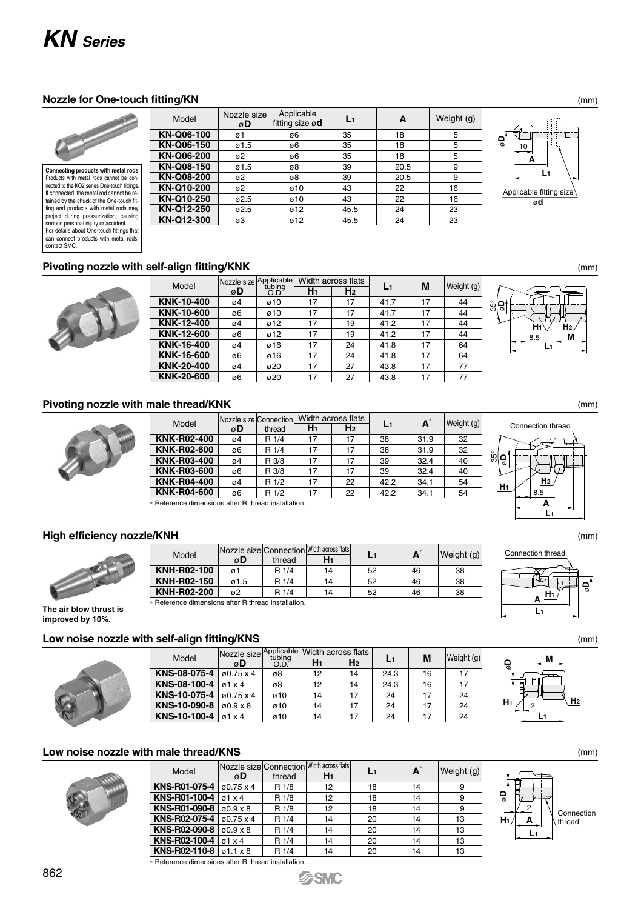# KN Series

## Nozzle for One-touch fitting/KN

(mm)

**Connecting products with metal rods**
Products with metal rods cannot be connected to the KQ2 series One-touch fittings. If connected, the metal rod cannot be retained by the chuck of the One-touch fitting and products with metal rods may project during pressurization, causing serious personal injury or accident.
For details about One-touch fittings that can connect products with metal rods, contact SMC.

| Model | Nozzle size øD | Applicable fitting size ød | $L_1$ | A | Weight (g) |
|---|---|---|---|---|---|
| KN-Q06-100 | ø1 | ø6 | 35 | 18 | 5 |
| KN-Q06-150 | ø1.5 | ø6 | 35 | 18 | 5 |
| KN-Q06-200 | ø2 | ø6 | 35 | 18 | 5 |
| KN-Q08-150 | ø1.5 | ø8 | 39 | 20.5 | 9 |
| KN-Q08-200 | ø2 | ø8 | 39 | 20.5 | 9 |
| KN-Q10-200 | ø2 | ø10 | 43 | 22 | 16 |
| KN-Q10-250 | ø2.5 | ø10 | 43 | 22 | 16 |
| KN-Q12-250 | ø2.5 | ø12 | 45.5 | 24 | 23 |
| KN-Q12-300 | ø3 | ø12 | 45.5 | 24 | 23 |

## Pivoting nozzle with self-align fitting/KNK

(mm)

| Model | Nozzle size øD | Applicable tubing O.D. | Width across flats $H_1$ | Width across flats $H_2$ | $L_1$ | M | Weight (g) |
|---|---|---|---|---|---|---|---|
| KNK-10-400 | ø4 | ø10 | 17 | 17 | 41.7 | 17 | 44 |
| KNK-10-600 | ø6 | ø10 | 17 | 17 | 41.7 | 17 | 44 |
| KNK-12-400 | ø4 | ø12 | 17 | 19 | 41.2 | 17 | 44 |
| KNK-12-600 | ø6 | ø12 | 17 | 19 | 41.2 | 17 | 44 |
| KNK-16-400 | ø4 | ø16 | 17 | 24 | 41.8 | 17 | 64 |
| KNK-16-600 | ø6 | ø16 | 17 | 24 | 41.8 | 17 | 64 |
| KNK-20-400 | ø4 | ø20 | 17 | 27 | 43.8 | 17 | 77 |
| KNK-20-600 | ø6 | ø20 | 17 | 27 | 43.8 | 17 | 77 |

## Pivoting nozzle with male thread/KNK

(mm)

| Model | Nozzle size øD | Connection thread | Width across flats $H_1$ | Width across flats $H_2$ | $L_1$ | A* | Weight (g) |
|---|---|---|---|---|---|---|---|
| KNK-R02-400 | ø4 | R 1/4 | 17 | 17 | 38 | 31.9 | 32 |
| KNK-R02-600 | ø6 | R 1/4 | 17 | 17 | 38 | 31.9 | 32 |
| KNK-R03-400 | ø4 | R 3/8 | 17 | 17 | 39 | 32.4 | 40 |
| KNK-R03-600 | ø6 | R 3/8 | 17 | 17 | 39 | 32.4 | 40 |
| KNK-R04-400 | ø4 | R 1/2 | 17 | 22 | 42.2 | 34.1 | 54 |
| KNK-R04-600 | ø6 | R 1/2 | 17 | 22 | 42.2 | 34.1 | 54 |

* Reference dimensions after R thread installation.

## High efficiency nozzle/KNH

(mm)

**The air blow thrust is improved by 10%.**

| Model | Nozzle size øD | Connection thread | Width across flats $H_1$ | $L_1$ | A* | Weight (g) |
|---|---|---|---|---|---|---|
| KNH-R02-100 | ø1 | R 1/4 | 14 | 52 | 46 | 38 |
| KNH-R02-150 | ø1.5 | R 1/4 | 14 | 52 | 46 | 38 |
| KNH-R02-200 | ø2 | R 1/4 | 14 | 52 | 46 | 38 |

* Reference dimensions after R thread installation.

## Low noise nozzle with self-align fitting/KNS

(mm)

| Model | Nozzle size øD | Applicable tubing O.D. | Width across flats $H_1$ | Width across flats $H_2$ | $L_1$ | M | Weight (g) |
|---|---|---|---|---|---|---|---|
| KNS-08-075-4 | ø0.75 x 4 | ø8 | 12 | 14 | 24.3 | 16 | 17 |
| KNS-08-100-4 | ø1 x 4 | ø8 | 12 | 14 | 24.3 | 16 | 17 |
| KNS-10-075-4 | ø0.75 x 4 | ø10 | 14 | 17 | 24 | 17 | 24 |
| KNS-10-090-8 | ø0.9 x 8 | ø10 | 14 | 17 | 24 | 17 | 24 |
| KNS-10-100-4 | ø1 x 4 | ø10 | 14 | 17 | 24 | 17 | 24 |

## Low noise nozzle with male thread/KNS

(mm)

| Model | Nozzle size øD | Connection thread | Width across flats $H_1$ | $L_1$ | A* | Weight (g) |
|---|---|---|---|---|---|---|
| KNS-R01-075-4 | ø0.75 x 4 | R 1/8 | 12 | 18 | 14 | 9 |
| KNS-R01-100-4 | ø1 x 4 | R 1/8 | 12 | 18 | 14 | 9 |
| KNS-R01-090-8 | ø0.9 x 8 | R 1/8 | 12 | 18 | 14 | 9 |
| KNS-R02-075-4 | ø0.75 x 4 | R 1/4 | 14 | 20 | 14 | 13 |
| KNS-R02-090-8 | ø0.9 x 8 | R 1/4 | 14 | 20 | 14 | 13 |
| KNS-R02-100-4 | ø1 x 4 | R 1/4 | 14 | 20 | 14 | 13 |
| KNS-R02-110-8 | ø1.1 x 8 | R 1/4 | 14 | 20 | 14 | 13 |

* Reference dimensions after R thread installation.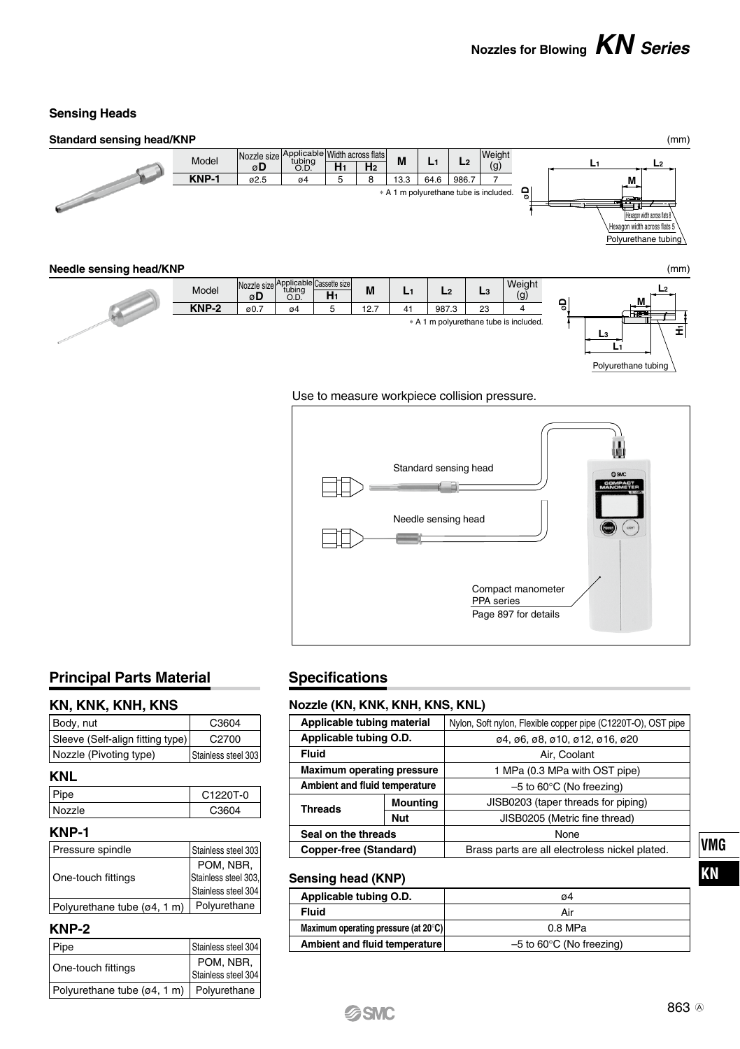## Sensing Heads

### Standard sensing head/KNP

(mm)

| Model | Nozzle size øD | Applicable tubing O.D. | Width across flats H1 | Width across flats H2 | M | L1 | L2 | Weight (g) |
|---|---|---|---|---|---|---|---|---|
| KNP-1 | ø2.5 | ø4 | 5 | 8 | 13.3 | 64.6 | 986.7 | 7 |

∗ A 1 m polyurethane tube is included.

L1
L2
M
øD
Hexagon width across flats 8
Hexagon width across flats 5
Polyurethane tubing

### Needle sensing head/KNP

(mm)

| Model | Nozzle size øD | Applicable tubing O.D. | Cassette size H1 | M | L1 | L2 | L3 | Weight (g) |
|---|---|---|---|---|---|---|---|---|
| KNP-2 | ø0.7 | ø4 | 5 | 12.7 | 41 | 987.3 | 23 | 4 |

∗ A 1 m polyurethane tube is included.

L2
M
øD
H1
L3
L1
Polyurethane tubing

Use to measure workpiece collision pressure.

Standard sensing head
Needle sensing head
Compact manometer
PPA series
Page 897 for details

## Principal Parts Material

### KN, KNK, KNH, KNS

| | |
|---|---|
| Body, nut | C3604 |
| Sleeve (Self-align fitting type) | C2700 |
| Nozzle (Pivoting type) | Stainless steel 303 |

### KNL

| | |
|---|---|
| Pipe | C1220T-0 |
| Nozzle | C3604 |

### KNP-1

| | |
|---|---|
| Pressure spindle | Stainless steel 303 |
| One-touch fittings | POM, NBR, Stainless steel 303, Stainless steel 304 |
| Polyurethane tube (ø4, 1 m) | Polyurethane |

### KNP-2

| | |
|---|---|
| Pipe | Stainless steel 304 |
| One-touch fittings | POM, NBR, Stainless steel 304 |
| Polyurethane tube (ø4, 1 m) | Polyurethane |

## Specifications

### Nozzle (KN, KNK, KNH, KNS, KNL)

| | | |
|---|---|---|
| Applicable tubing material | | Nylon, Soft nylon, Flexible copper pipe (C1220T-O), OST pipe |
| Applicable tubing O.D. | | ø4, ø6, ø8, ø10, ø12, ø16, ø20 |
| Fluid | | Air, Coolant |
| Maximum operating pressure | | 1 MPa (0.3 MPa with OST pipe) |
| Ambient and fluid temperature | | –5 to 60°C (No freezing) |
| Threads | Mounting | JISB0203 (taper threads for piping) |
| | Nut | JISB0205 (Metric fine thread) |
| Seal on the threads | | None |
| Copper-free (Standard) | | Brass parts are all electroless nickel plated. |

### Sensing head (KNP)

| | |
|---|---|
| Applicable tubing O.D. | ø4 |
| Fluid | Air |
| Maximum operating pressure (at 20°C) | 0.8 MPa |
| Ambient and fluid temperature | –5 to 60°C (No freezing) |